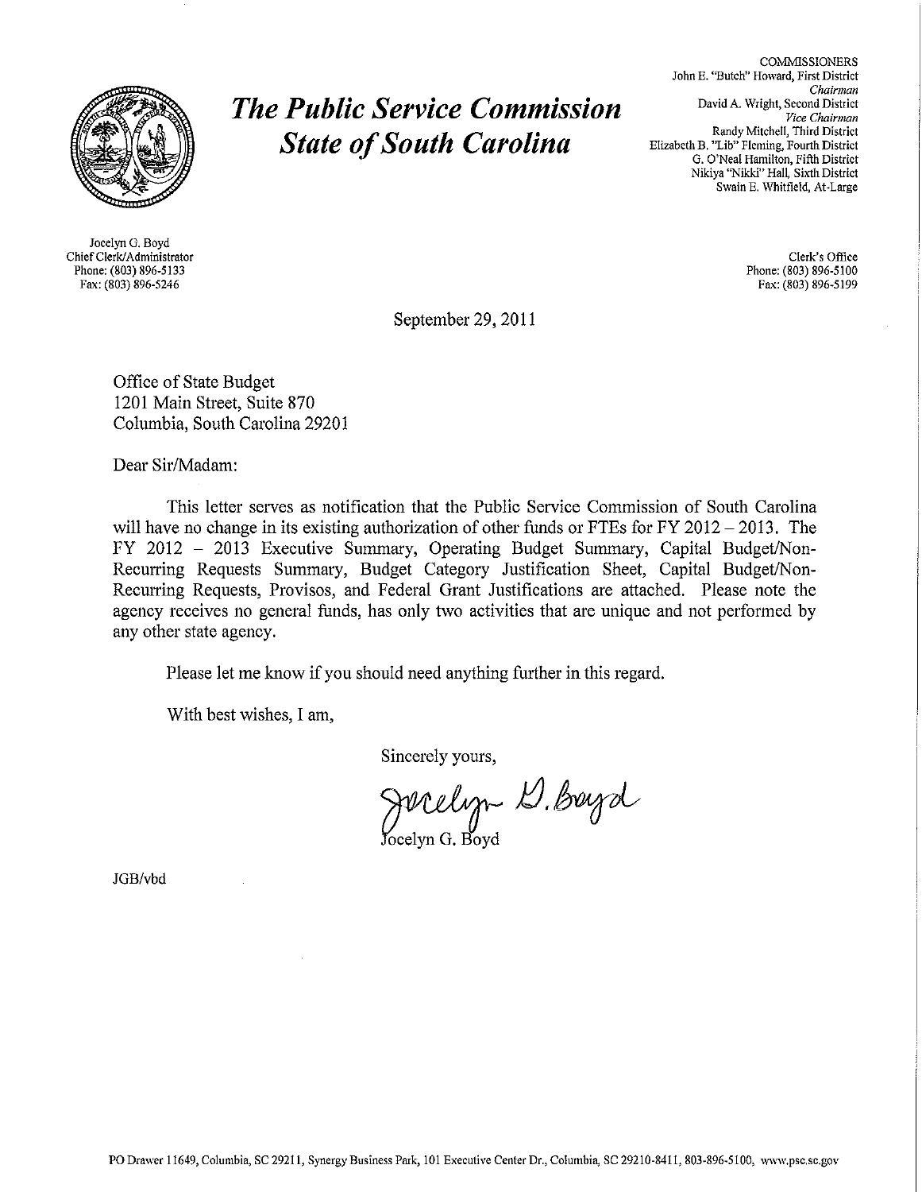# The Public Service Commission State of South Carolina

COMMISSIONERS
John E. "Butch" Howard, First District
*Chairman*
David A. Wright, Second District
*Vice Chairman*
Randy Mitchell, Third District
Elizabeth B. "Lib" Fleming, Fourth District
G. O'Neal Hamilton, Fifth District
Nikiya "Nikki" Hall, Sixth District
Swain E. Whitfield, At-Large

Jocelyn G. Boyd
Chief Clerk/Administrator
Phone: (803) 896-5133
Fax: (803) 896-5246

Clerk's Office
Phone: (803) 896-5100
Fax: (803) 896-5199

September 29, 2011

Office of State Budget
1201 Main Street, Suite 870
Columbia, South Carolina 29201

Dear Sir/Madam:

This letter serves as notification that the Public Service Commission of South Carolina will have no change in its existing authorization of other funds or FTEs for FY 2012 – 2013. The FY 2012 – 2013 Executive Summary, Operating Budget Summary, Capital Budget/Non-Recurring Requests Summary, Budget Category Justification Sheet, Capital Budget/Non-Recurring Requests, Provisos, and Federal Grant Justifications are attached. Please note the agency receives no general funds, has only two activities that are unique and not performed by any other state agency.

Please let me know if you should need anything further in this regard.

With best wishes, I am,

Sincerely yours,

Jocelyn G. Boyd

JGB/vbd

PO Drawer 11649, Columbia, SC 29211, Synergy Business Park, 101 Executive Center Dr., Columbia, SC 29210-8411, 803-896-5100, www.psc.sc.gov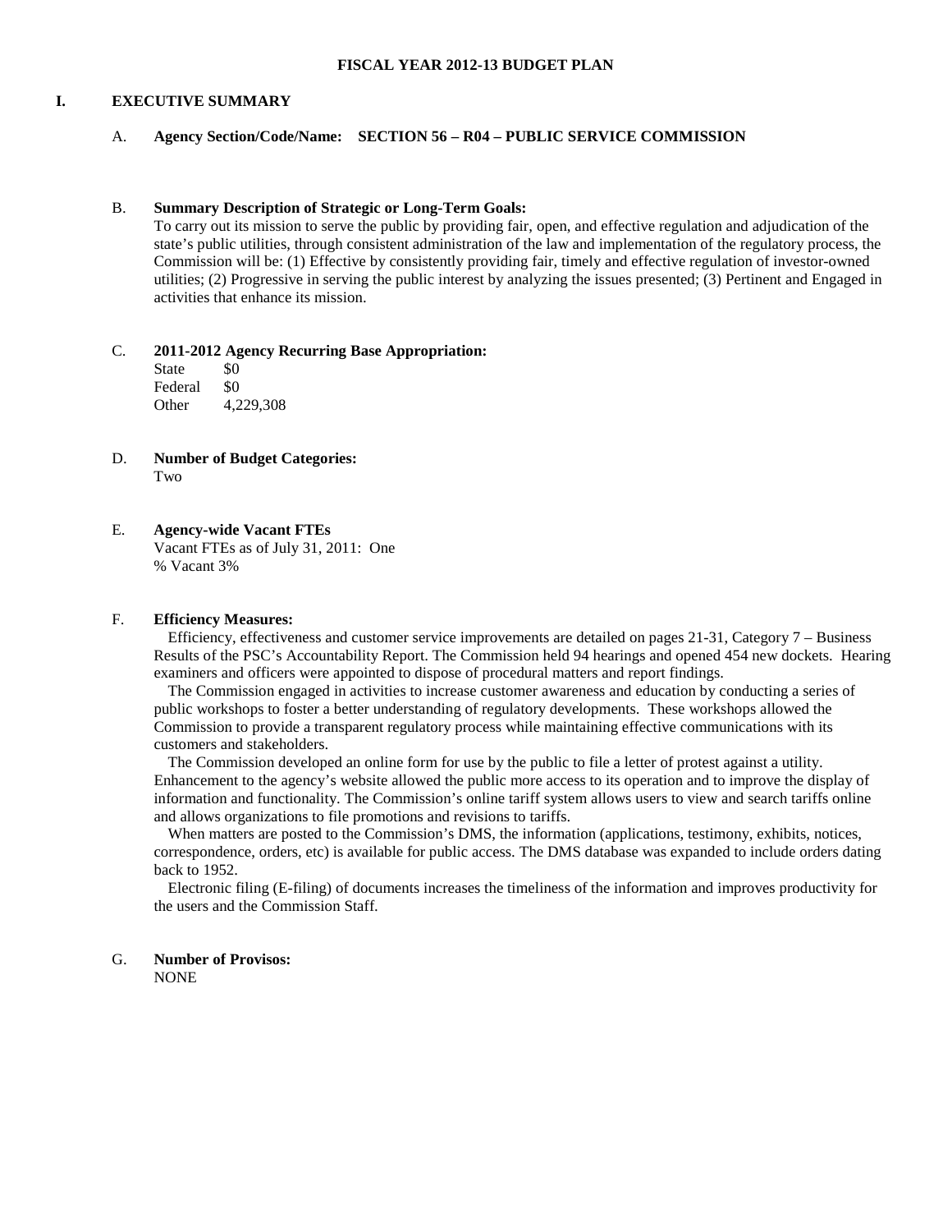**FISCAL YEAR 2012-13 BUDGET PLAN**

# I. EXECUTIVE SUMMARY

## A. Agency Section/Code/Name: SECTION 56 – R04 – PUBLIC SERVICE COMMISSION

## B. Summary Description of Strategic or Long-Term Goals:

To carry out its mission to serve the public by providing fair, open, and effective regulation and adjudication of the state's public utilities, through consistent administration of the law and implementation of the regulatory process, the Commission will be: (1) Effective by consistently providing fair, timely and effective regulation of investor-owned utilities; (2) Progressive in serving the public interest by analyzing the issues presented; (3) Pertinent and Engaged in activities that enhance its mission.

## C. 2011-2012 Agency Recurring Base Appropriation:

| | |
|---|---|
| State | $0 |
| Federal | $0 |
| Other | 4,229,308 |

## D. Number of Budget Categories:

Two

## E. Agency-wide Vacant FTEs

Vacant FTEs as of July 31, 2011: One
% Vacant 3%

## F. Efficiency Measures:

Efficiency, effectiveness and customer service improvements are detailed on pages 21-31, Category 7 – Business Results of the PSC's Accountability Report. The Commission held 94 hearings and opened 454 new dockets. Hearing examiners and officers were appointed to dispose of procedural matters and report findings.

The Commission engaged in activities to increase customer awareness and education by conducting a series of public workshops to foster a better understanding of regulatory developments. These workshops allowed the Commission to provide a transparent regulatory process while maintaining effective communications with its customers and stakeholders.

The Commission developed an online form for use by the public to file a letter of protest against a utility. Enhancement to the agency's website allowed the public more access to its operation and to improve the display of information and functionality. The Commission's online tariff system allows users to view and search tariffs online and allows organizations to file promotions and revisions to tariffs.

When matters are posted to the Commission's DMS, the information (applications, testimony, exhibits, notices, correspondence, orders, etc) is available for public access. The DMS database was expanded to include orders dating back to 1952.

Electronic filing (E-filing) of documents increases the timeliness of the information and improves productivity for the users and the Commission Staff.

## G. Number of Provisos:

NONE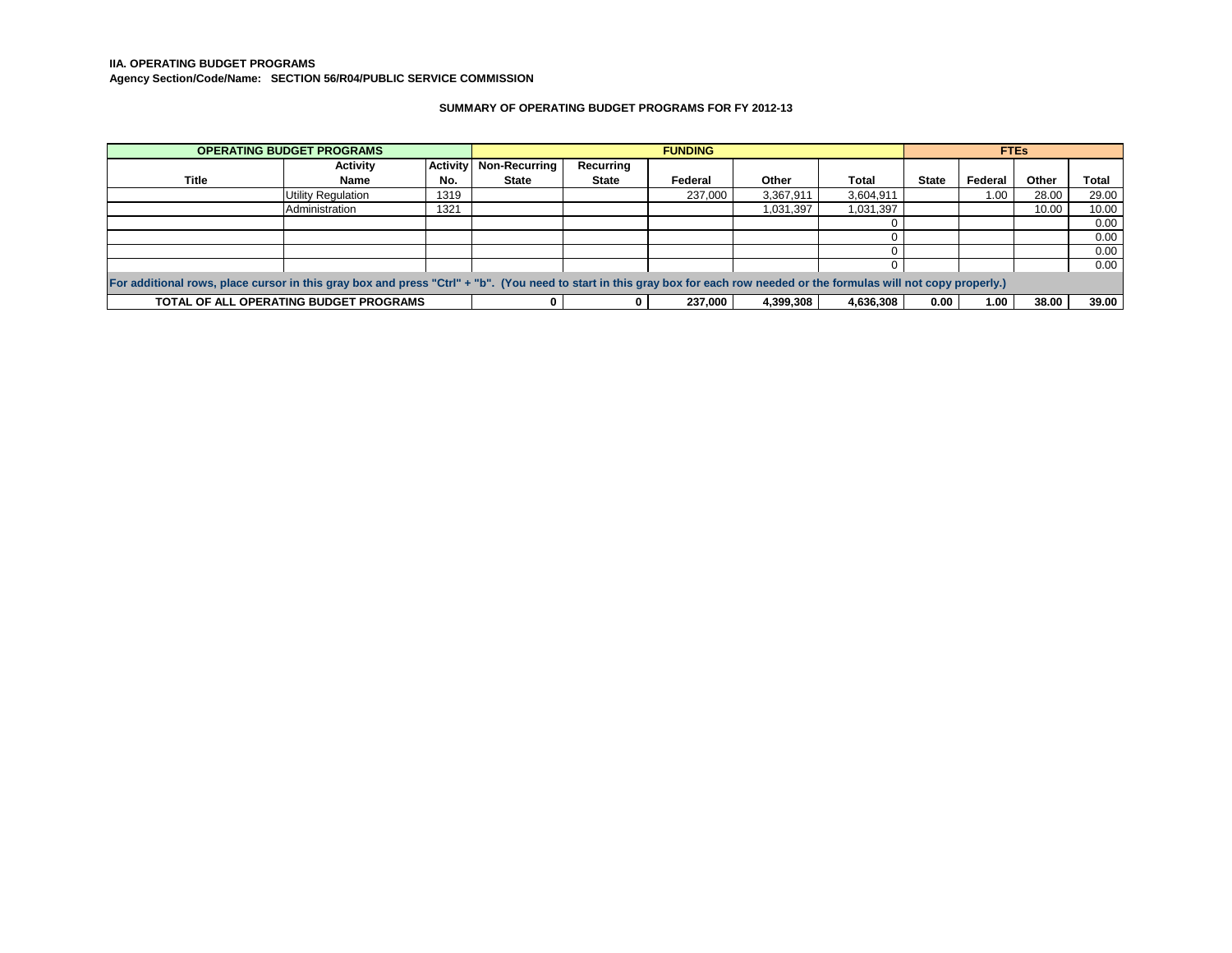**IIA. OPERATING BUDGET PROGRAMS**
**Agency Section/Code/Name: SECTION 56/R04/PUBLIC SERVICE COMMISSION**

**SUMMARY OF OPERATING BUDGET PROGRAMS FOR FY 2012-13**

| OPERATING BUDGET PROGRAMS | | | FUNDING | | | | | FTEs | | | |
|---|---|---|---|---|---|---|---|---|---|---|---|
| Title | Activity Name | Activity No. | Non-Recurring State | Recurring State | Federal | Other | Total | State | Federal | Other | Total |
| | Utility Regulation | 1319 | | | 237,000 | 3,367,911 | 3,604,911 | | 1.00 | 28.00 | 29.00 |
| | Administration | 1321 | | | | 1,031,397 | 1,031,397 | | | 10.00 | 10.00 |
| | | | | | | | 0 | | | | 0.00 |
| | | | | | | | 0 | | | | 0.00 |
| | | | | | | | 0 | | | | 0.00 |
| | | | | | | | 0 | | | | 0.00 |
| For additional rows, place cursor in this gray box and press "Ctrl" + "b". (You need to start in this gray box for each row needed or the formulas will not copy properly.) | | | | | | | | | | | |
| TOTAL OF ALL OPERATING BUDGET PROGRAMS | | | 0 | 0 | 237,000 | 4,399,308 | 4,636,308 | 0.00 | 1.00 | 38.00 | 39.00 |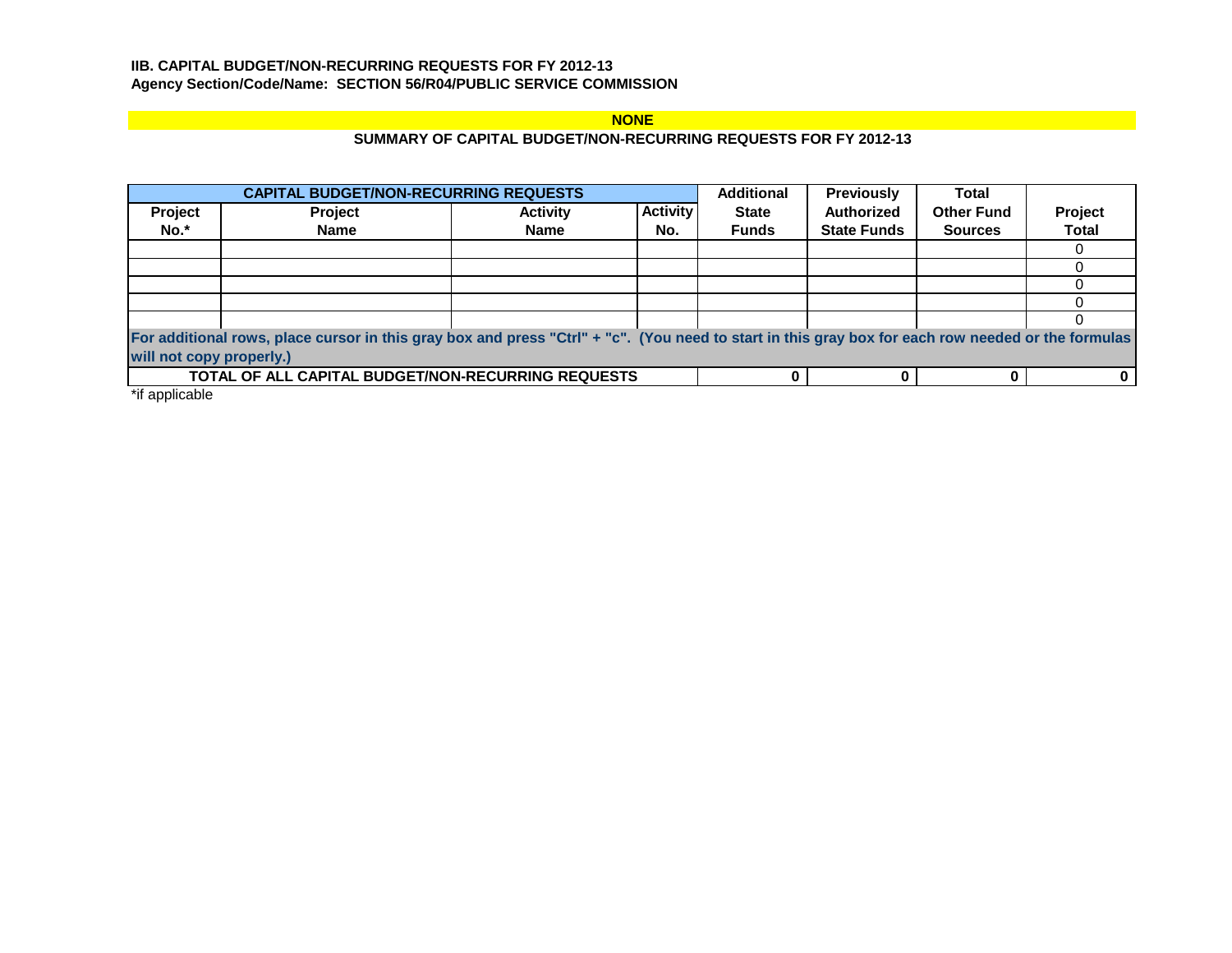**IIB. CAPITAL BUDGET/NON-RECURRING REQUESTS FOR FY 2012-13**
**Agency Section/Code/Name: SECTION 56/R04/PUBLIC SERVICE COMMISSION**

**NONE**

**SUMMARY OF CAPITAL BUDGET/NON-RECURRING REQUESTS FOR FY 2012-13**

| CAPITAL BUDGET/NON-RECURRING REQUESTS | | | | Additional | Previously | Total | |
|---|---|---|---|---|---|---|---|
| Project No.* | Project Name | Activity Name | Activity No. | State Funds | Authorized State Funds | Other Fund Sources | Project Total |
| | | | | | | | 0 |
| | | | | | | | 0 |
| | | | | | | | 0 |
| | | | | | | | 0 |
| | | | | | | | 0 |
| For additional rows, place cursor in this gray box and press "Ctrl" + "c". (You need to start in this gray box for each row needed or the formulas will not copy properly.) | | | | | | | |
| TOTAL OF ALL CAPITAL BUDGET/NON-RECURRING REQUESTS | | | | 0 | 0 | 0 | 0 |

*if applicable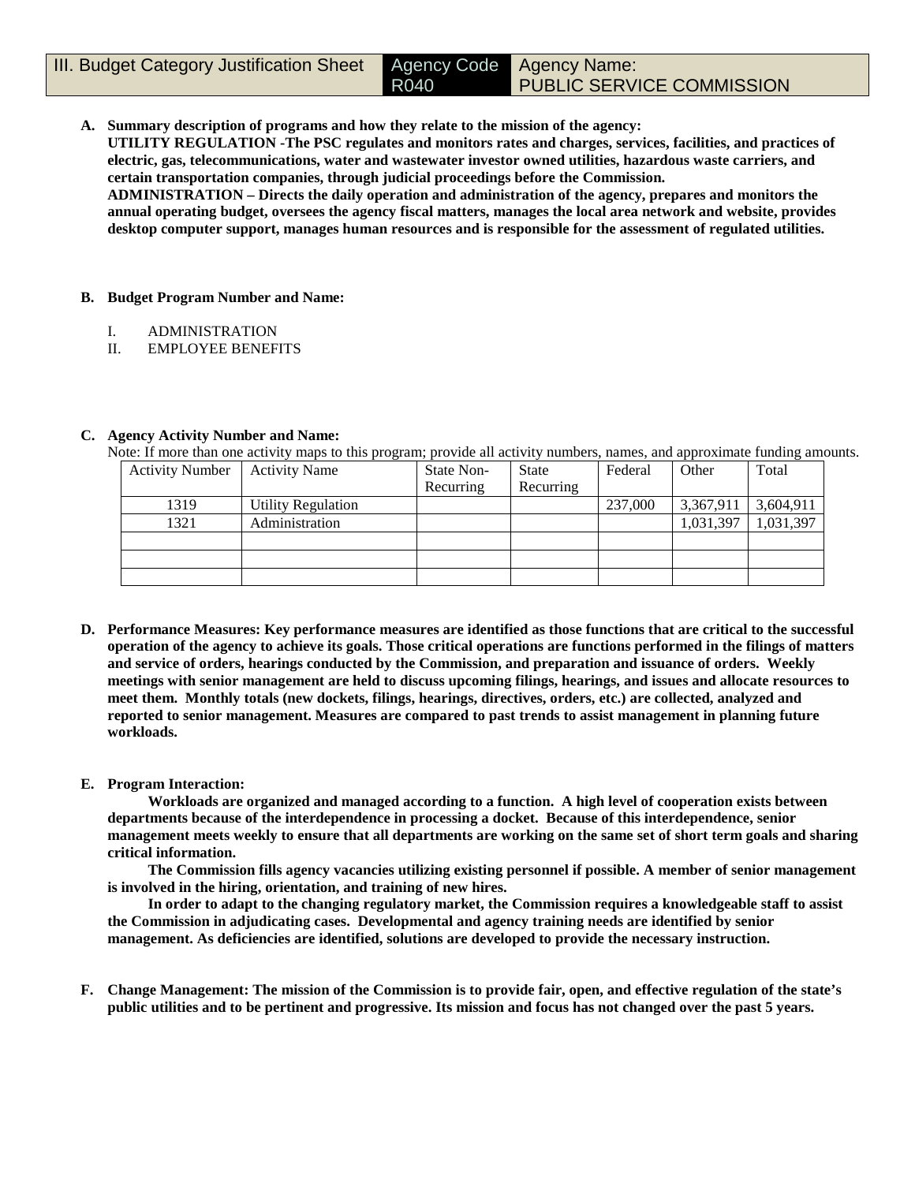| III. Budget Category Justification Sheet | Agency Code R040 | Agency Name: PUBLIC SERVICE COMMISSION |
|---|---|---|

**A. Summary description of programs and how they relate to the mission of the agency:**
**UTILITY REGULATION -The PSC regulates and monitors rates and charges, services, facilities, and practices of electric, gas, telecommunications, water and wastewater investor owned utilities, hazardous waste carriers, and certain transportation companies, through judicial proceedings before the Commission.**
**ADMINISTRATION – Directs the daily operation and administration of the agency, prepares and monitors the annual operating budget, oversees the agency fiscal matters, manages the local area network and website, provides desktop computer support, manages human resources and is responsible for the assessment of regulated utilities.**

**B. Budget Program Number and Name:**

I. ADMINISTRATION
II. EMPLOYEE BENEFITS

**C. Agency Activity Number and Name:**
Note: If more than one activity maps to this program; provide all activity numbers, names, and approximate funding amounts.

| Activity Number | Activity Name | State Non-Recurring | State Recurring | Federal | Other | Total |
|---|---|---|---|---|---|---|
| 1319 | Utility Regulation | | | 237,000 | 3,367,911 | 3,604,911 |
| 1321 | Administration | | | | 1,031,397 | 1,031,397 |
| | | | | | | |
| | | | | | | |
| | | | | | | |

**D. Performance Measures: Key performance measures are identified as those functions that are critical to the successful operation of the agency to achieve its goals. Those critical operations are functions performed in the filings of matters and service of orders, hearings conducted by the Commission, and preparation and issuance of orders. Weekly meetings with senior management are held to discuss upcoming filings, hearings, and issues and allocate resources to meet them. Monthly totals (new dockets, filings, hearings, directives, orders, etc.) are collected, analyzed and reported to senior management. Measures are compared to past trends to assist management in planning future workloads.**

**E. Program Interaction:**

**Workloads are organized and managed according to a function. A high level of cooperation exists between departments because of the interdependence in processing a docket. Because of this interdependence, senior management meets weekly to ensure that all departments are working on the same set of short term goals and sharing critical information.**

**The Commission fills agency vacancies utilizing existing personnel if possible. A member of senior management is involved in the hiring, orientation, and training of new hires.**

**In order to adapt to the changing regulatory market, the Commission requires a knowledgeable staff to assist the Commission in adjudicating cases. Developmental and agency training needs are identified by senior management. As deficiencies are identified, solutions are developed to provide the necessary instruction.**

**F. Change Management: The mission of the Commission is to provide fair, open, and effective regulation of the state's public utilities and to be pertinent and progressive. Its mission and focus has not changed over the past 5 years.**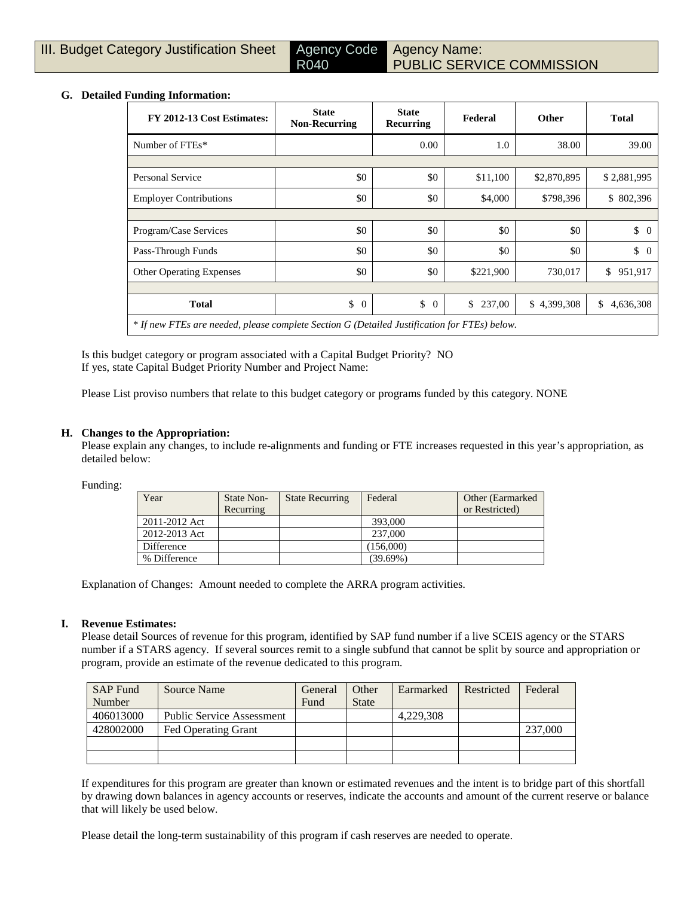| III. Budget Category Justification Sheet | Agency Code R040 | Agency Name: PUBLIC SERVICE COMMISSION |
|---|---|---|

**G. Detailed Funding Information:**

| FY 2012-13 Cost Estimates: | State Non-Recurring | State Recurring | Federal | Other | Total |
|---|---|---|---|---|---|
| Number of FTEs* | | 0.00 | 1.0 | 38.00 | 39.00 |
| | | | | | |
| Personal Service | $0 | $0 | $11,100 | $2,870,895 | $ 2,881,995 |
| Employer Contributions | $0 | $0 | $4,000 | $798,396 | $ 802,396 |
| | | | | | |
| Program/Case Services | $0 | $0 | $0 | $0 | $ 0 |
| Pass-Through Funds | $0 | $0 | $0 | $0 | $ 0 |
| Other Operating Expenses | $0 | $0 | $221,900 | 730,017 | $ 951,917 |
| | | | | | |
| **Total** | $ 0 | $ 0 | $ 237,00 | $ 4,399,308 | $ 4,636,308 |

*\* If new FTEs are needed, please complete Section G (Detailed Justification for FTEs) below.*

Is this budget category or program associated with a Capital Budget Priority? NO
If yes, state Capital Budget Priority Number and Project Name:

Please List proviso numbers that relate to this budget category or programs funded by this category. NONE

**H. Changes to the Appropriation:**

Please explain any changes, to include re-alignments and funding or FTE increases requested in this year's appropriation, as detailed below:

Funding:

| Year | State Non-Recurring | State Recurring | Federal | Other (Earmarked or Restricted) |
|---|---|---|---|---|
| 2011-2012 Act | | | 393,000 | |
| 2012-2013 Act | | | 237,000 | |
| Difference | | | (156,000) | |
| % Difference | | | (39.69%) | |

Explanation of Changes: Amount needed to complete the ARRA program activities.

**I. Revenue Estimates:**

Please detail Sources of revenue for this program, identified by SAP fund number if a live SCEIS agency or the STARS number if a STARS agency. If several sources remit to a single subfund that cannot be split by source and appropriation or program, provide an estimate of the revenue dedicated to this program.

| SAP Fund Number | Source Name | General Fund | Other State | Earmarked | Restricted | Federal |
|---|---|---|---|---|---|---|
| 406013000 | Public Service Assessment | | | 4,229,308 | | |
| 428002000 | Fed Operating Grant | | | | | 237,000 |
| | | | | | | |
| | | | | | | |

If expenditures for this program are greater than known or estimated revenues and the intent is to bridge part of this shortfall by drawing down balances in agency accounts or reserves, indicate the accounts and amount of the current reserve or balance that will likely be used below.

Please detail the long-term sustainability of this program if cash reserves are needed to operate.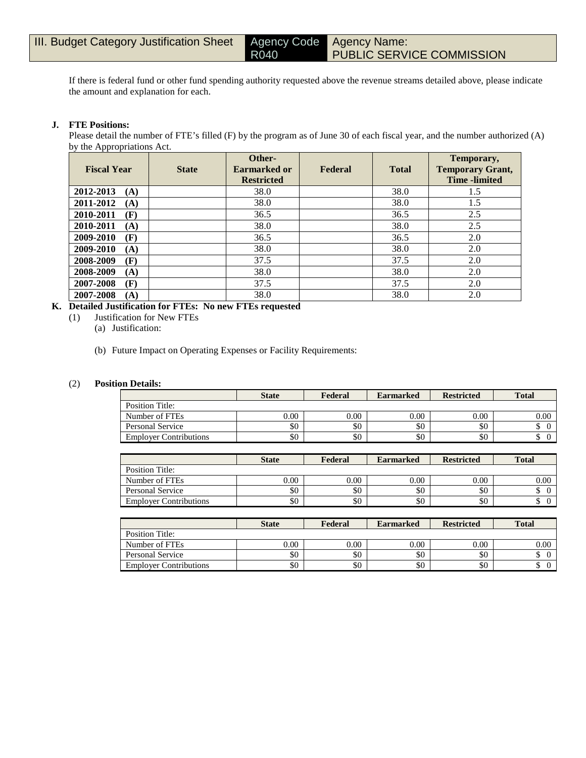| III. Budget Category Justification Sheet | Agency Code R040 | Agency Name: PUBLIC SERVICE COMMISSION |
|---|---|---|

If there is federal fund or other fund spending authority requested above the revenue streams detailed above, please indicate the amount and explanation for each.

**J. FTE Positions:**

Please detail the number of FTE's filled (F) by the program as of June 30 of each fiscal year, and the number authorized (A) by the Appropriations Act.

| Fiscal Year | State | Other- Earmarked or Restricted | Federal | Total | Temporary, Temporary Grant, Time -limited |
|---|---|---|---|---|---|
| **2012-2013 (A)** | | 38.0 | | 38.0 | 1.5 |
| **2011-2012 (A)** | | 38.0 | | 38.0 | 1.5 |
| **2010-2011 (F)** | | 36.5 | | 36.5 | 2.5 |
| **2010-2011 (A)** | | 38.0 | | 38.0 | 2.5 |
| **2009-2010 (F)** | | 36.5 | | 36.5 | 2.0 |
| **2009-2010 (A)** | | 38.0 | | 38.0 | 2.0 |
| **2008-2009 (F)** | | 37.5 | | 37.5 | 2.0 |
| **2008-2009 (A)** | | 38.0 | | 38.0 | 2.0 |
| **2007-2008 (F)** | | 37.5 | | 37.5 | 2.0 |
| **2007-2008 (A)** | | 38.0 | | 38.0 | 2.0 |

**K. Detailed Justification for FTEs: No new FTEs requested**

(1) Justification for New FTEs

(a) Justification:

(b) Future Impact on Operating Expenses or Facility Requirements:

(2) **Position Details:**

| | State | Federal | Earmarked | Restricted | Total |
|---|---|---|---|---|---|
| Position Title: | | | | | |
| Number of FTEs | 0.00 | 0.00 | 0.00 | 0.00 | 0.00 |
| Personal Service | $0 | $0 | $0 | $0 | $ 0 |
| Employer Contributions | $0 | $0 | $0 | $0 | $ 0 |

| | State | Federal | Earmarked | Restricted | Total |
|---|---|---|---|---|---|
| Position Title: | | | | | |
| Number of FTEs | 0.00 | 0.00 | 0.00 | 0.00 | 0.00 |
| Personal Service | $0 | $0 | $0 | $0 | $ 0 |
| Employer Contributions | $0 | $0 | $0 | $0 | $ 0 |

| | State | Federal | Earmarked | Restricted | Total |
|---|---|---|---|---|---|
| Position Title: | | | | | |
| Number of FTEs | 0.00 | 0.00 | 0.00 | 0.00 | 0.00 |
| Personal Service | $0 | $0 | $0 | $0 | $ 0 |
| Employer Contributions | $0 | $0 | $0 | $0 | $ 0 |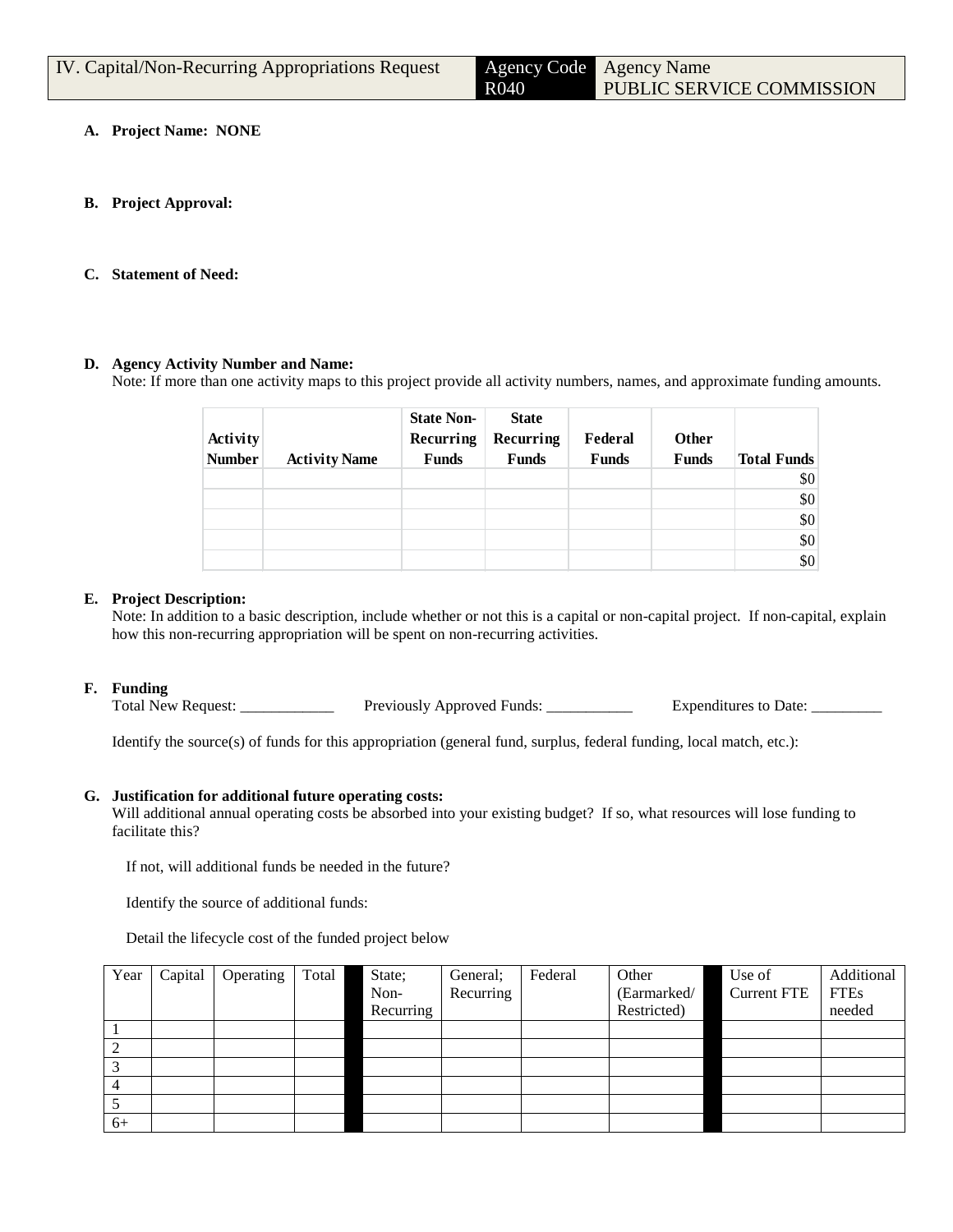| IV. Capital/Non-Recurring Appropriations Request | Agency Code R040 | Agency Name PUBLIC SERVICE COMMISSION |
|---|---|---|

**A. Project Name: NONE**

**B. Project Approval:**

**C. Statement of Need:**

**D. Agency Activity Number and Name:**

Note: If more than one activity maps to this project provide all activity numbers, names, and approximate funding amounts.

| Activity Number | Activity Name | State Non-Recurring Funds | State Recurring Funds | Federal Funds | Other Funds | Total Funds |
|---|---|---|---|---|---|---|
| | | | | | | $0 |
| | | | | | | $0 |
| | | | | | | $0 |
| | | | | | | $0 |
| | | | | | | $0 |

**E. Project Description:**

Note: In addition to a basic description, include whether or not this is a capital or non-capital project. If non-capital, explain how this non-recurring appropriation will be spent on non-recurring activities.

**F. Funding**

Total New Request: ____________ Previously Approved Funds: ___________ Expenditures to Date: _________

Identify the source(s) of funds for this appropriation (general fund, surplus, federal funding, local match, etc.):

**G. Justification for additional future operating costs:**

Will additional annual operating costs be absorbed into your existing budget? If so, what resources will lose funding to facilitate this?

If not, will additional funds be needed in the future?

Identify the source of additional funds:

Detail the lifecycle cost of the funded project below

| Year | Capital | Operating | Total | | State; Non-Recurring | General; Recurring | Federal | Other (Earmarked/ Restricted) | | Use of Current FTE | Additional FTEs needed |
|---|---|---|---|---|---|---|---|---|---|---|---|
| 1 | | | | | | | | | | | |
| 2 | | | | | | | | | | | |
| 3 | | | | | | | | | | | |
| 4 | | | | | | | | | | | |
| 5 | | | | | | | | | | | |
| 6+ | | | | | | | | | | | |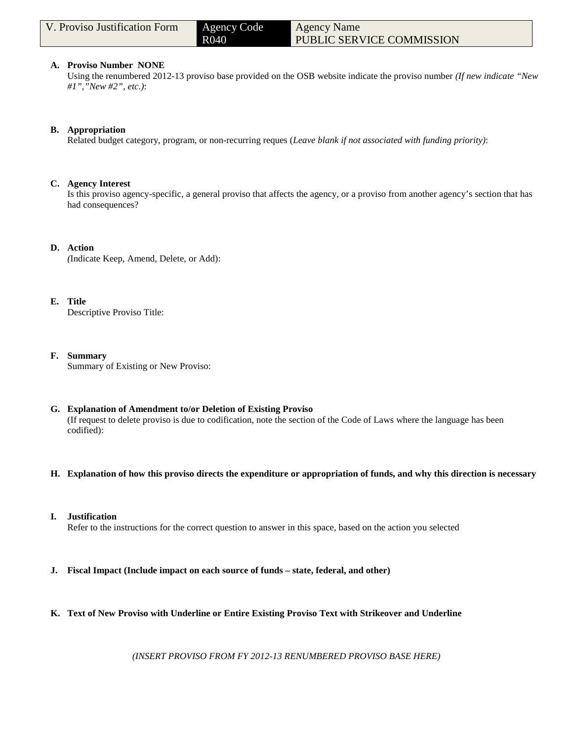| V. Proviso Justification Form | Agency Code R040 | Agency Name PUBLIC SERVICE COMMISSION |
|---|---|---|

**A. Proviso Number NONE**
Using the renumbered 2012-13 proviso base provided on the OSB website indicate the proviso number *(If new indicate "New #1","New #2", etc.)*:

**B. Appropriation**
Related budget category, program, or non-recurring reques (*Leave blank if not associated with funding priority)*:

**C. Agency Interest**
Is this proviso agency-specific, a general proviso that affects the agency, or a proviso from another agency's section that has had consequences?

**D. Action**
(Indicate Keep, Amend, Delete, or Add):

**E. Title**
Descriptive Proviso Title:

**F. Summary**
Summary of Existing or New Proviso:

**G. Explanation of Amendment to/or Deletion of Existing Proviso**
(If request to delete proviso is due to codification, note the section of the Code of Laws where the language has been codified):

**H. Explanation of how this proviso directs the expenditure or appropriation of funds, and why this direction is necessary**

**I. Justification**
Refer to the instructions for the correct question to answer in this space, based on the action you selected

**J. Fiscal Impact (Include impact on each source of funds – state, federal, and other)**

**K. Text of New Proviso with Underline or Entire Existing Proviso Text with Strikeover and Underline**

*(INSERT PROVISO FROM FY 2012-13 RENUMBERED PROVISO BASE HERE)*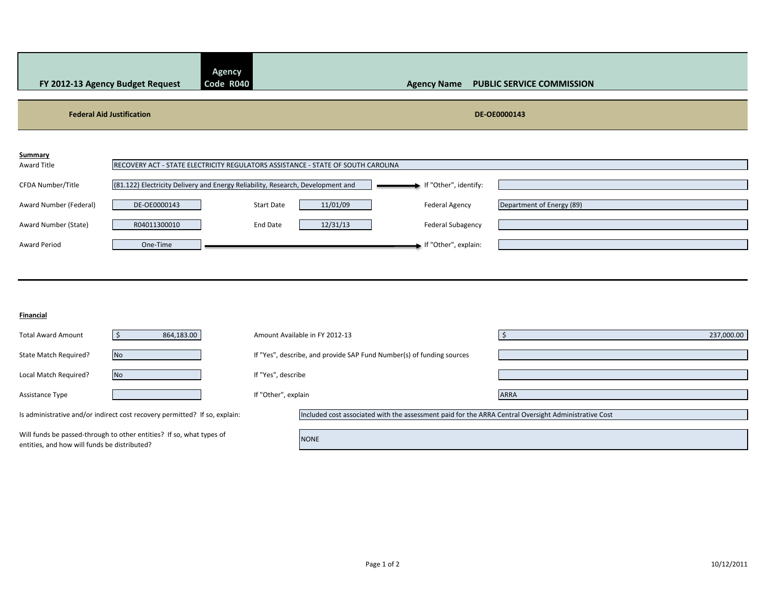| FY 2012-13 Agency Budget Request | Agency Code R040 | Agency Name PUBLIC SERVICE COMMISSION |
|---|---|---|

**Federal Aid Justification** DE-OE0000143

**Summary**

| | | | | | |
|---|---|---|---|---|---|
| Award Title | RECOVERY ACT - STATE ELECTRICITY REGULATORS ASSISTANCE - STATE OF SOUTH CAROLINA | | | | |
| CFDA Number/Title | (81.122) Electricity Delivery and Energy Reliability, Research, Development and | | | If "Other", identify: | |
| Award Number (Federal) | DE-OE0000143 | Start Date | 11/01/09 | Federal Agency | Department of Energy (89) |
| Award Number (State) | R04011300010 | End Date | 12/31/13 | Federal Subagency | |
| Award Period | One-Time | | | If "Other", explain: | |

**Financial**

| | | | |
|---|---|---|---|
| Total Award Amount | $ 864,183.00 | Amount Available in FY 2012-13 | $ 237,000.00 |
| State Match Required? | No | If "Yes", describe, and provide SAP Fund Number(s) of funding sources | |
| Local Match Required? | No | If "Yes", describe | |
| Assistance Type | | If "Other", explain | ARRA |

Is administrative and/or indirect cost recovery permitted? If so, explain: Included cost associated with the assessment paid for the ARRA Central Oversight Administrative Cost

Will funds be passed-through to other entities? If so, what types of entities, and how will funds be distributed? NONE

10/12/2011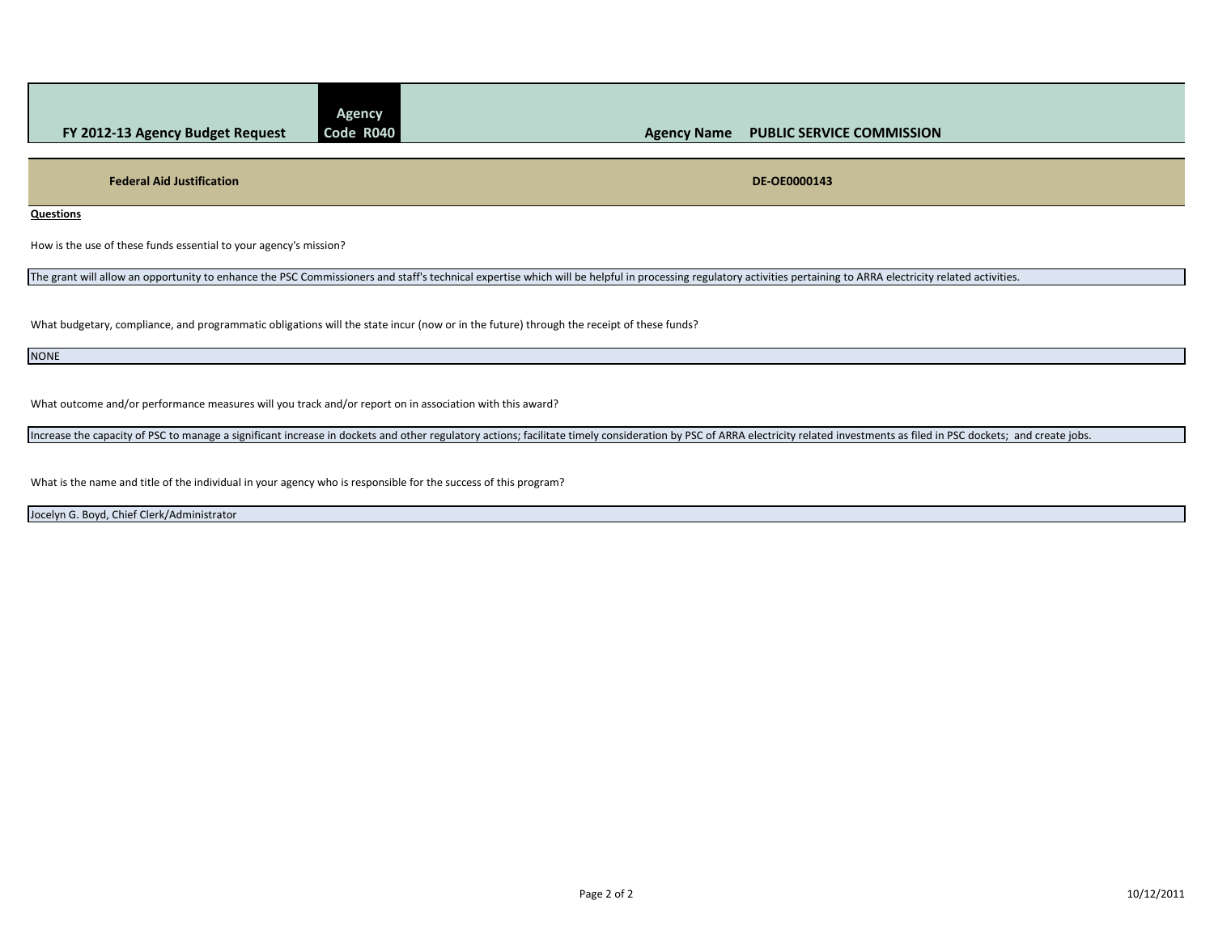| FY 2012-13 Agency Budget Request | Agency Code R040 | Agency Name PUBLIC SERVICE COMMISSION |
|---|---|---|

**Federal Aid Justification** DE-OE0000143

**Questions**

How is the use of these funds essential to your agency's mission?

The grant will allow an opportunity to enhance the PSC Commissioners and staff's technical expertise which will be helpful in processing regulatory activities pertaining to ARRA electricity related activities.

What budgetary, compliance, and programmatic obligations will the state incur (now or in the future) through the receipt of these funds?

NONE

What outcome and/or performance measures will you track and/or report on in association with this award?

Increase the capacity of PSC to manage a significant increase in dockets and other regulatory actions; facilitate timely consideration by PSC of ARRA electricity related investments as filed in PSC dockets; and create jobs.

What is the name and title of the individual in your agency who is responsible for the success of this program?

Jocelyn G. Boyd, Chief Clerk/Administrator

10/12/2011